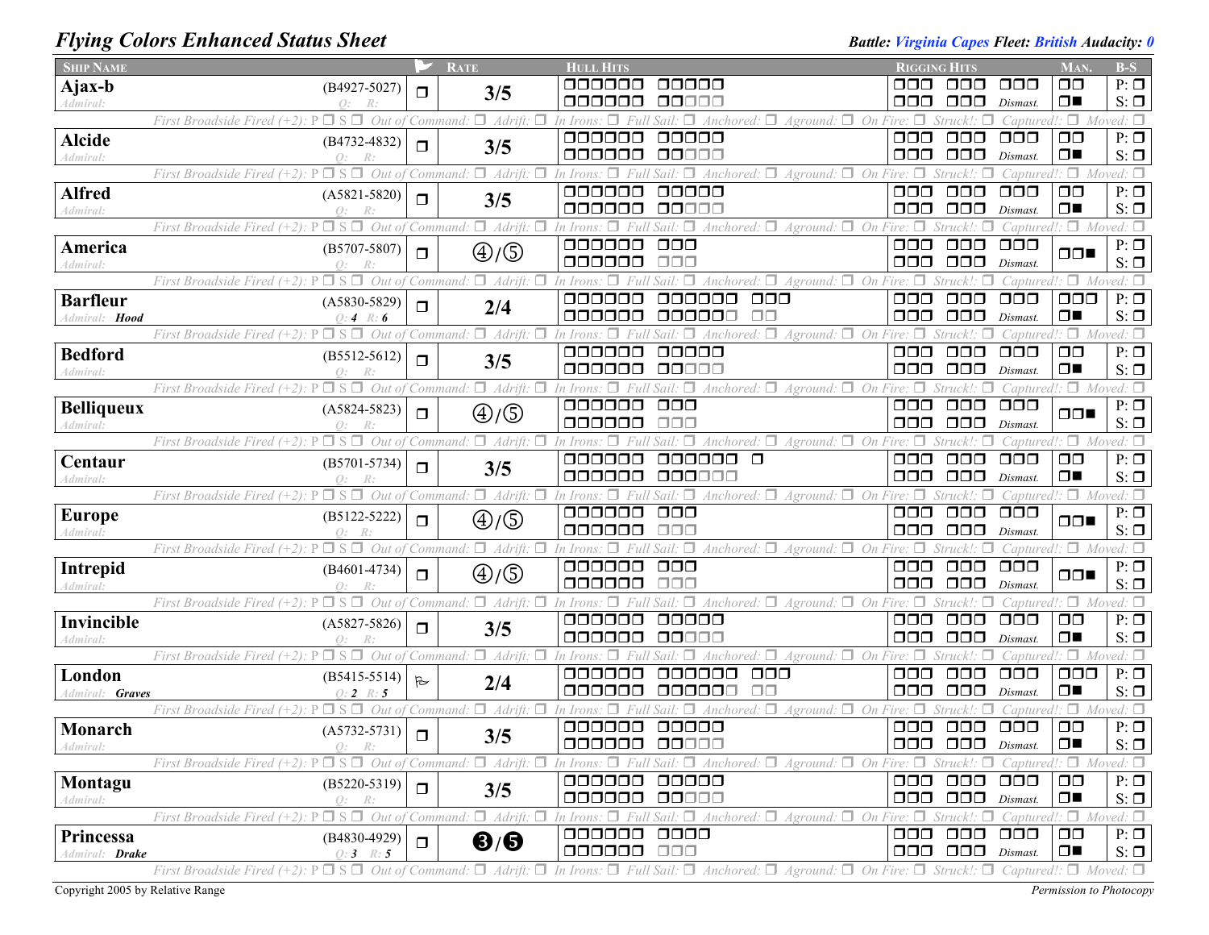# Flying Colors Enhanced Status Sheet

**Battle:** *Virginia Capes* **Fleet:** *British* **Audacity:** *0*

| Ship Name | | Flag | Rate | Hull Hits | Rigging Hits | Man. | B-S |
|---|---|---|---|---|---|---|---|
| **Ajax-b** Admiral: | (B4927-5027) Q: R: | ❐ | 3/5 | ❐❐❐❐❐❐ ❐❐❐❐❐ / ❐❐❐❐❐❐ ❐❐❐❐❐ | ❐❐❐ ❐❐❐ ❐❐❐ / ❐❐❐ ❐❐❐ Dismast. | ❐❐ / ❐■ | P: ❐ S: ❐ |
| **Alcide** Admiral: | (B4732-4832) Q: R: | ❐ | 3/5 | ❐❐❐❐❐❐ ❐❐❐❐❐ / ❐❐❐❐❐❐ ❐❐❐❐❐ | ❐❐❐ ❐❐❐ ❐❐❐ / ❐❐❐ ❐❐❐ Dismast. | ❐❐ / ❐■ | P: ❐ S: ❐ |
| **Alfred** Admiral: | (A5821-5820) Q: R: | ❐ | 3/5 | ❐❐❐❐❐❐ ❐❐❐❐❐ / ❐❐❐❐❐❐ ❐❐❐❐❐ | ❐❐❐ ❐❐❐ ❐❐❐ / ❐❐❐ ❐❐❐ Dismast. | ❐❐ / ❐■ | P: ❐ S: ❐ |
| **America** Admiral: | (B5707-5807) Q: R: | ❐ | ④/⑤ | ❐❐❐❐❐❐ ❐❐❐ / ❐❐❐❐❐❐ ❐❐❐ | ❐❐❐ ❐❐❐ ❐❐❐ / ❐❐❐ ❐❐❐ Dismast. | ❐❐■ | P: ❐ S: ❐ |
| **Barfleur** Admiral: **Hood** | (A5830-5829) Q: **4** R: **6** | ❐ | 2/4 | ❐❐❐❐❐❐ ❐❐❐❐❐❐ ❐❐❐ / ❐❐❐❐❐❐ ❐❐❐❐❐❐ ❐❐ | ❐❐❐ ❐❐❐ ❐❐❐ / ❐❐❐ ❐❐❐ Dismast. | ❐❐❐ / ❐■ | P: ❐ S: ❐ |
| **Bedford** Admiral: | (B5512-5612) Q: R: | ❐ | 3/5 | ❐❐❐❐❐❐ ❐❐❐❐❐ / ❐❐❐❐❐❐ ❐❐❐❐❐ | ❐❐❐ ❐❐❐ ❐❐❐ / ❐❐❐ ❐❐❐ Dismast. | ❐❐ / ❐■ | P: ❐ S: ❐ |
| **Belliqueux** Admiral: | (A5824-5823) Q: R: | ❐ | ④/⑤ | ❐❐❐❐❐❐ ❐❐❐ / ❐❐❐❐❐❐ ❐❐❐ | ❐❐❐ ❐❐❐ ❐❐❐ / ❐❐❐ ❐❐❐ Dismast. | ❐❐■ | P: ❐ S: ❐ |
| **Centaur** Admiral: | (B5701-5734) Q: R: | ❐ | 3/5 | ❐❐❐❐❐❐ ❐❐❐❐❐❐ ❐ / ❐❐❐❐❐❐ ❐❐❐❐❐❐ | ❐❐❐ ❐❐❐ ❐❐❐ / ❐❐❐ ❐❐❐ Dismast. | ❐❐ / ❐■ | P: ❐ S: ❐ |
| **Europe** Admiral: | (B5122-5222) Q: R: | ❐ | ④/⑤ | ❐❐❐❐❐❐ ❐❐❐ / ❐❐❐❐❐❐ ❐❐❐ | ❐❐❐ ❐❐❐ ❐❐❐ / ❐❐❐ ❐❐❐ Dismast. | ❐❐■ | P: ❐ S: ❐ |
| **Intrepid** Admiral: | (B4601-4734) Q: R: | ❐ | ④/⑤ | ❐❐❐❐❐❐ ❐❐❐ / ❐❐❐❐❐❐ ❐❐❐ | ❐❐❐ ❐❐❐ ❐❐❐ / ❐❐❐ ❐❐❐ Dismast. | ❐❐■ | P: ❐ S: ❐ |
| **Invincible** Admiral: | (A5827-5826) Q: R: | ❐ | 3/5 | ❐❐❐❐❐❐ ❐❐❐❐❐ / ❐❐❐❐❐❐ ❐❐❐❐❐ | ❐❐❐ ❐❐❐ ❐❐❐ / ❐❐❐ ❐❐❐ Dismast. | ❐❐ / ❐■ | P: ❐ S: ❐ |
| **London** Admiral: **Graves** | (B5415-5514) Q: **2** R: **5** | ⚐ | 2/4 | ❐❐❐❐❐❐ ❐❐❐❐❐❐ ❐❐❐ / ❐❐❐❐❐❐ ❐❐❐❐❐❐ ❐❐ | ❐❐❐ ❐❐❐ ❐❐❐ / ❐❐❐ ❐❐❐ Dismast. | ❐❐❐ / ❐■ | P: ❐ S: ❐ |
| **Monarch** Admiral: | (A5732-5731) Q: R: | ❐ | 3/5 | ❐❐❐❐❐❐ ❐❐❐❐❐ / ❐❐❐❐❐❐ ❐❐❐❐❐ | ❐❐❐ ❐❐❐ ❐❐❐ / ❐❐❐ ❐❐❐ Dismast. | ❐❐ / ❐■ | P: ❐ S: ❐ |
| **Montagu** Admiral: | (B5220-5319) Q: R: | ❐ | 3/5 | ❐❐❐❐❐❐ ❐❐❐❐❐ / ❐❐❐❐❐❐ ❐❐❐❐❐ | ❐❐❐ ❐❐❐ ❐❐❐ / ❐❐❐ ❐❐❐ Dismast. | ❐❐ / ❐■ | P: ❐ S: ❐ |
| **Princessa** Admiral: **Drake** | (B4830-4929) Q: **3** R: **5** | ❐ | ❸/❺ | ❐❐❐❐❐❐ ❐❐❐❐ / ❐❐❐❐❐❐ ❐❐❐ | ❐❐❐ ❐❐❐ ❐❐❐ / ❐❐❐ ❐❐❐ Dismast. | ❐❐ / ❐■ | P: ❐ S: ❐ |

Each ship row is followed by: *First Broadside Fired (+2): P ❐ S ❐ Out of Command: ❐ Adrift: ❐ In Irons: ❐ Full Sail: ❐ Anchored: ❐ Aground: ❐ On Fire: ❐ Struck!: ❐ Captured!: ❐ Moved: ❐*

Copyright 2005 by Relative Range

*Permission to Photocopy*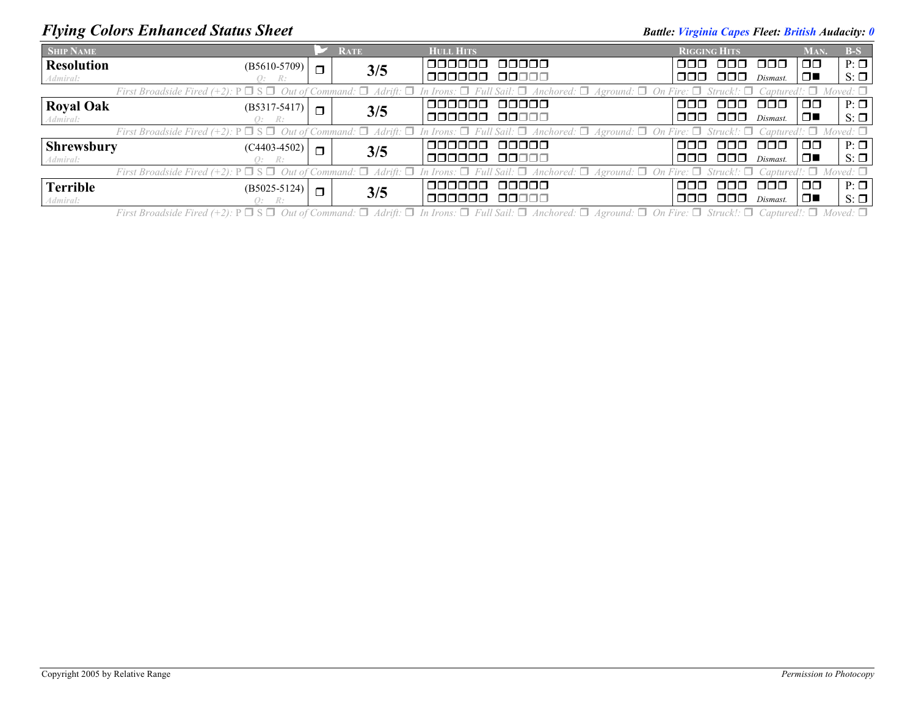# *Flying Colors Enhanced Status Sheet*

***Battle: Virginia Capes Fleet: British Audacity: 0***

| Ship Name | | ⚑ | Rate | Hull Hits | | Rigging Hits | | | Man. | B-S |
|---|---|---|---|---|---|---|---|---|---|---|
| **Resolution** | (B5610-5709) | ❒ | **3/5** | ❒❒❒❒❒❒ | ❒❒❒❒❒ | ❒❒❒ | ❒❒❒ | ❒❒❒ | ❒❒ | P: ❒ |
| *Admiral:* | *Q: R:* | | | ❒❒❒❒❒❒ | ❒❒❒❒❒ | ❒❒❒ | ❒❒❒ | *Dismast.* | ❒■ | S: ❒ |
| *First Broadside Fired (+2):* P ❒ S ❒ | *Out of Command:* ❒ | *Adrift:* ❒ | *In Irons:* ❒ | *Full Sail:* ❒ *Anchored:* ❒ | *Aground:* ❒ | *On Fire:* ❒ | *Struck!:* ❒ | *Captured!:* ❒ | *Moved:* ❒ | |
| **Royal Oak** | (B5317-5417) | ❒ | **3/5** | ❒❒❒❒❒❒ | ❒❒❒❒❒ | ❒❒❒ | ❒❒❒ | ❒❒❒ | ❒❒ | P: ❒ |
| *Admiral:* | *Q: R:* | | | ❒❒❒❒❒❒ | ❒❒❒❒❒ | ❒❒❒ | ❒❒❒ | *Dismast.* | ❒■ | S: ❒ |
| *First Broadside Fired (+2):* P ❒ S ❒ | *Out of Command:* ❒ | *Adrift:* ❒ | *In Irons:* ❒ | *Full Sail:* ❒ *Anchored:* ❒ | *Aground:* ❒ | *On Fire:* ❒ | *Struck!:* ❒ | *Captured!:* ❒ | *Moved:* ❒ | |
| **Shrewsbury** | (C4403-4502) | ❒ | **3/5** | ❒❒❒❒❒❒ | ❒❒❒❒❒ | ❒❒❒ | ❒❒❒ | ❒❒❒ | ❒❒ | P: ❒ |
| *Admiral:* | *Q: R:* | | | ❒❒❒❒❒❒ | ❒❒❒❒❒ | ❒❒❒ | ❒❒❒ | *Dismast.* | ❒■ | S: ❒ |
| *First Broadside Fired (+2):* P ❒ S ❒ | *Out of Command:* ❒ | *Adrift:* ❒ | *In Irons:* ❒ | *Full Sail:* ❒ *Anchored:* ❒ | *Aground:* ❒ | *On Fire:* ❒ | *Struck!:* ❒ | *Captured!:* ❒ | *Moved:* ❒ | |
| **Terrible** | (B5025-5124) | ❒ | **3/5** | ❒❒❒❒❒❒ | ❒❒❒❒❒ | ❒❒❒ | ❒❒❒ | ❒❒❒ | ❒❒ | P: ❒ |
| *Admiral:* | *Q: R:* | | | ❒❒❒❒❒❒ | ❒❒❒❒❒ | ❒❒❒ | ❒❒❒ | *Dismast.* | ❒■ | S: ❒ |
| *First Broadside Fired (+2):* P ❒ S ❒ | *Out of Command:* ❒ | *Adrift:* ❒ | *In Irons:* ❒ | *Full Sail:* ❒ *Anchored:* ❒ | *Aground:* ❒ | *On Fire:* ❒ | *Struck!:* ❒ | *Captured!:* ❒ | *Moved:* ❒ | |

Copyright 2005 by Relative Range

*Permission to Photocopy*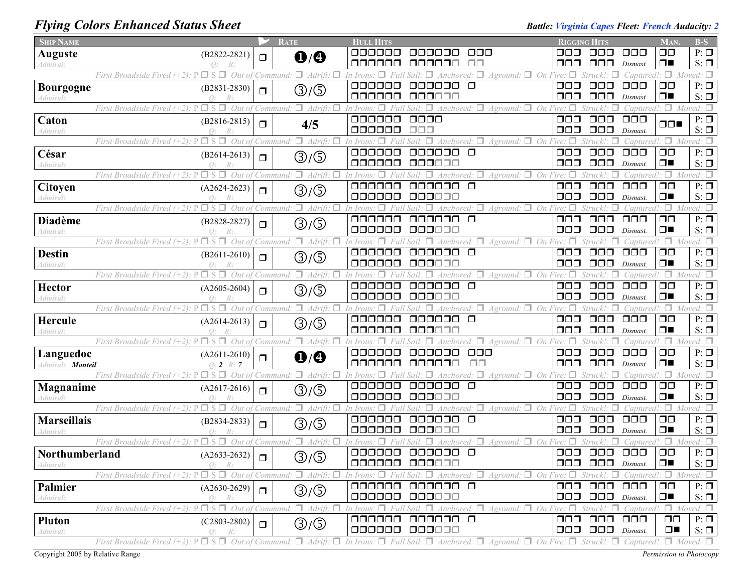# Flying Colors Enhanced Status Sheet

**Battle:** Virginia Capes **Fleet:** French **Audacity:** 2

| Ship Name | | | Rate | Hull Hits | Rigging Hits | Man. | B-S |
|---|---|---|---|---|---|---|---|
| **Auguste** (B2822-2821) *Admiral: Q: R:* | | ❒ | ❶/❹ | ❒❒❒❒❒❒ ❒❒❒❒❒❒ ❒❒❒ / ❒❒❒❒❒❒ ❒❒❒❒❒❒ ❒❒ | ❒❒❒ ❒❒❒ ❒❒❒ / ❒❒❒ ❒❒❒ Dismast. | ❒❒ / ❒■ | P: ❒ S: ❒ |
| *First Broadside Fired (+2): P ❒ S ❒ Out of Command: ❒ Adrift: ❒ In Irons: ❒ Full Sail: ❒ Anchored: ❒ Aground: ❒ On Fire: ❒ Struck!: ❒ Captured!: ❒ Moved: ❒* | | | | | | | |
| **Bourgogne** (B2831-2830) *Admiral: Q: R:* | | ❒ | ③/⑤ | ❒❒❒❒❒❒ ❒❒❒❒❒❒ ❒ / ❒❒❒❒❒❒ ❒❒❒❒❒❒ | ❒❒❒ ❒❒❒ ❒❒❒ / ❒❒❒ ❒❒❒ Dismast. | ❒❒ / ❒■ | P: ❒ S: ❒ |
| *First Broadside Fired (+2): P ❒ S ❒ Out of Command: ❒ Adrift: ❒ In Irons: ❒ Full Sail: ❒ Anchored: ❒ Aground: ❒ On Fire: ❒ Struck!: ❒ Captured!: ❒ Moved: ❒* | | | | | | | |
| **Caton** (B2816-2815) *Admiral: Q: R:* | | ❒ | 4/5 | ❒❒❒❒❒❒ ❒❒❒❒ / ❒❒❒❒❒❒ ❒❒❒ | ❒❒❒ ❒❒❒ ❒❒❒ / ❒❒❒ ❒❒❒ Dismast. | ❒❒■ | P: ❒ S: ❒ |
| *First Broadside Fired (+2): P ❒ S ❒ Out of Command: ❒ Adrift: ❒ In Irons: ❒ Full Sail: ❒ Anchored: ❒ Aground: ❒ On Fire: ❒ Struck!: ❒ Captured!: ❒ Moved: ❒* | | | | | | | |
| **César** (B2614-2613) *Admiral: Q: R:* | | ❒ | ③/⑤ | ❒❒❒❒❒❒ ❒❒❒❒❒❒ ❒ / ❒❒❒❒❒❒ ❒❒❒❒❒❒ | ❒❒❒ ❒❒❒ ❒❒❒ / ❒❒❒ ❒❒❒ Dismast. | ❒❒ / ❒■ | P: ❒ S: ❒ |
| *First Broadside Fired (+2): P ❒ S ❒ Out of Command: ❒ Adrift: ❒ In Irons: ❒ Full Sail: ❒ Anchored: ❒ Aground: ❒ On Fire: ❒ Struck!: ❒ Captured!: ❒ Moved: ❒* | | | | | | | |
| **Citoyen** (A2624-2623) *Admiral: Q: R:* | | ❒ | ③/⑤ | ❒❒❒❒❒❒ ❒❒❒❒❒❒ ❒ / ❒❒❒❒❒❒ ❒❒❒❒❒❒ | ❒❒❒ ❒❒❒ ❒❒❒ / ❒❒❒ ❒❒❒ Dismast. | ❒❒ / ❒■ | P: ❒ S: ❒ |
| *First Broadside Fired (+2): P ❒ S ❒ Out of Command: ❒ Adrift: ❒ In Irons: ❒ Full Sail: ❒ Anchored: ❒ Aground: ❒ On Fire: ❒ Struck!: ❒ Captured!: ❒ Moved: ❒* | | | | | | | |
| **Diadème** (B2828-2827) *Admiral: Q: R:* | | ❒ | ③/⑤ | ❒❒❒❒❒❒ ❒❒❒❒❒❒ ❒ / ❒❒❒❒❒❒ ❒❒❒❒❒❒ | ❒❒❒ ❒❒❒ ❒❒❒ / ❒❒❒ ❒❒❒ Dismast. | ❒❒ / ❒■ | P: ❒ S: ❒ |
| *First Broadside Fired (+2): P ❒ S ❒ Out of Command: ❒ Adrift: ❒ In Irons: ❒ Full Sail: ❒ Anchored: ❒ Aground: ❒ On Fire: ❒ Struck!: ❒ Captured!: ❒ Moved: ❒* | | | | | | | |
| **Destin** (B2611-2610) *Admiral: Q: R:* | | ❒ | ③/⑤ | ❒❒❒❒❒❒ ❒❒❒❒❒❒ ❒ / ❒❒❒❒❒❒ ❒❒❒❒❒❒ | ❒❒❒ ❒❒❒ ❒❒❒ / ❒❒❒ ❒❒❒ Dismast. | ❒❒ / ❒■ | P: ❒ S: ❒ |
| *First Broadside Fired (+2): P ❒ S ❒ Out of Command: ❒ Adrift: ❒ In Irons: ❒ Full Sail: ❒ Anchored: ❒ Aground: ❒ On Fire: ❒ Struck!: ❒ Captured!: ❒ Moved: ❒* | | | | | | | |
| **Hector** (A2605-2604) *Admiral: Q: R:* | | ❒ | ③/⑤ | ❒❒❒❒❒❒ ❒❒❒❒❒❒ ❒ / ❒❒❒❒❒❒ ❒❒❒❒❒❒ | ❒❒❒ ❒❒❒ ❒❒❒ / ❒❒❒ ❒❒❒ Dismast. | ❒❒ / ❒■ | P: ❒ S: ❒ |
| *First Broadside Fired (+2): P ❒ S ❒ Out of Command: ❒ Adrift: ❒ In Irons: ❒ Full Sail: ❒ Anchored: ❒ Aground: ❒ On Fire: ❒ Struck!: ❒ Captured!: ❒ Moved: ❒* | | | | | | | |
| **Hercule** (A2614-2613) *Admiral: Q: R:* | | ❒ | ③/⑤ | ❒❒❒❒❒❒ ❒❒❒❒❒❒ ❒ / ❒❒❒❒❒❒ ❒❒❒❒❒❒ | ❒❒❒ ❒❒❒ ❒❒❒ / ❒❒❒ ❒❒❒ Dismast. | ❒❒ / ❒■ | P: ❒ S: ❒ |
| *First Broadside Fired (+2): P ❒ S ❒ Out of Command: ❒ Adrift: ❒ In Irons: ❒ Full Sail: ❒ Anchored: ❒ Aground: ❒ On Fire: ❒ Struck!: ❒ Captured!: ❒ Moved: ❒* | | | | | | | |
| **Languedoc** (A2611-2610) *Admiral:* ***Monteil*** *Q:* ***2*** *R:* ***7*** | | ❒ | ❶/❹ | ❒❒❒❒❒❒ ❒❒❒❒❒❒ ❒❒❒ / ❒❒❒❒❒❒ ❒❒❒❒❒❒ ❒❒ | ❒❒❒ ❒❒❒ ❒❒❒ / ❒❒❒ ❒❒❒ Dismast. | ❒❒ / ❒■ | P: ❒ S: ❒ |
| *First Broadside Fired (+2): P ❒ S ❒ Out of Command: ❒ Adrift: ❒ In Irons: ❒ Full Sail: ❒ Anchored: ❒ Aground: ❒ On Fire: ❒ Struck!: ❒ Captured!: ❒ Moved: ❒* | | | | | | | |
| **Magnanime** (A2617-2616) *Admiral: Q: R:* | | ❒ | ③/⑤ | ❒❒❒❒❒❒ ❒❒❒❒❒❒ ❒ / ❒❒❒❒❒❒ ❒❒❒❒❒❒ | ❒❒❒ ❒❒❒ ❒❒❒ / ❒❒❒ ❒❒❒ Dismast. | ❒❒ / ❒■ | P: ❒ S: ❒ |
| *First Broadside Fired (+2): P ❒ S ❒ Out of Command: ❒ Adrift: ❒ In Irons: ❒ Full Sail: ❒ Anchored: ❒ Aground: ❒ On Fire: ❒ Struck!: ❒ Captured!: ❒ Moved: ❒* | | | | | | | |
| **Marseillais** (B2834-2833) *Admiral: Q: R:* | | ❒ | ③/⑤ | ❒❒❒❒❒❒ ❒❒❒❒❒❒ ❒ / ❒❒❒❒❒❒ ❒❒❒❒❒❒ | ❒❒❒ ❒❒❒ ❒❒❒ / ❒❒❒ ❒❒❒ Dismast. | ❒❒ / ❒■ | P: ❒ S: ❒ |
| *First Broadside Fired (+2): P ❒ S ❒ Out of Command: ❒ Adrift: ❒ In Irons: ❒ Full Sail: ❒ Anchored: ❒ Aground: ❒ On Fire: ❒ Struck!: ❒ Captured!: ❒ Moved: ❒* | | | | | | | |
| **Northumberland** (A2633-2632) *Admiral: Q: R:* | | ❒ | ③/⑤ | ❒❒❒❒❒❒ ❒❒❒❒❒❒ ❒ / ❒❒❒❒❒❒ ❒❒❒❒❒❒ | ❒❒❒ ❒❒❒ ❒❒❒ / ❒❒❒ ❒❒❒ Dismast. | ❒❒ / ❒■ | P: ❒ S: ❒ |
| *First Broadside Fired (+2): P ❒ S ❒ Out of Command: ❒ Adrift: ❒ In Irons: ❒ Full Sail: ❒ Anchored: ❒ Aground: ❒ On Fire: ❒ Struck!: ❒ Captured!: ❒ Moved: ❒* | | | | | | | |
| **Palmier** (A2630-2629) *Admiral: Q: R:* | | ❒ | ③/⑤ | ❒❒❒❒❒❒ ❒❒❒❒❒❒ ❒ / ❒❒❒❒❒❒ ❒❒❒❒❒❒ | ❒❒❒ ❒❒❒ ❒❒❒ / ❒❒❒ ❒❒❒ Dismast. | ❒❒ / ❒■ | P: ❒ S: ❒ |
| *First Broadside Fired (+2): P ❒ S ❒ Out of Command: ❒ Adrift: ❒ In Irons: ❒ Full Sail: ❒ Anchored: ❒ Aground: ❒ On Fire: ❒ Struck!: ❒ Captured!: ❒ Moved: ❒* | | | | | | | |
| **Pluton** (C2803-2802) *Admiral: Q: R:* | | ❒ | ③/⑤ | ❒❒❒❒❒❒ ❒❒❒❒❒❒ ❒ / ❒❒❒❒❒❒ ❒❒❒❒❒❒ | ❒❒❒ ❒❒❒ ❒❒❒ / ❒❒❒ ❒❒❒ Dismast. | ❒❒ / ❒■ | P: ❒ S: ❒ |
| *First Broadside Fired (+2): P ❒ S ❒ Out of Command: ❒ Adrift: ❒ In Irons: ❒ Full Sail: ❒ Anchored: ❒ Aground: ❒ On Fire: ❒ Struck!: ❒ Captured!: ❒ Moved: ❒* | | | | | | | |

Copyright 2005 by Relative Range

*Permission to Photocopy*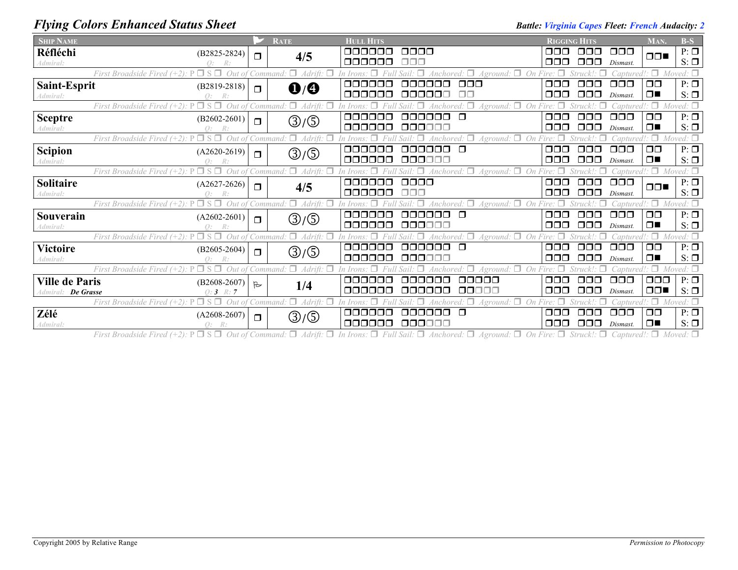# Flying Colors Enhanced Status Sheet

**Battle:** *Virginia Capes* **Fleet:** *French* **Audacity:** *2*

| Ship Name | | Flag | Rate | Hull Hits | Rigging Hits | Man. | B-S |
|---|---|---|---|---|---|---|---|
| **Réfléchi** Admiral: | (B2825-2824) Q: R: | ❒ | **4/5** | ❒❒❒❒❒❒ ❒❒❒❒ / ❒❒❒❒❒❒ ❒❒❒ | ❒❒❒ ❒❒❒ ❒❒❒ / ❒❒❒ ❒❒❒ Dismast. | ❒❒■ | P: ❒ S: ❒ |
| First Broadside Fired (+2): P ❒ S ❒ Out of Command: ❒ Adrift: ❒ In Irons: ❒ Full Sail: ❒ Anchored: ❒ Aground: ❒ On Fire: ❒ Struck!: ❒ Captured!: ❒ Moved: ❒ | | | | | | | |
| **Saint-Esprit** Admiral: | (B2819-2818) Q: R: | ❒ | ❶/❹ | ❒❒❒❒❒❒ ❒❒❒❒❒❒ ❒❒❒ / ❒❒❒❒❒❒ ❒❒❒❒❒❒ ❒❒ | ❒❒❒ ❒❒❒ ❒❒❒ / ❒❒❒ ❒❒❒ Dismast. | ❒❒ ❒■ | P: ❒ S: ❒ |
| First Broadside Fired (+2): P ❒ S ❒ Out of Command: ❒ Adrift: ❒ In Irons: ❒ Full Sail: ❒ Anchored: ❒ Aground: ❒ On Fire: ❒ Struck!: ❒ Captured!: ❒ Moved: ❒ | | | | | | | |
| **Sceptre** Admiral: | (B2602-2601) Q: R: | ❒ | ③/⑤ | ❒❒❒❒❒❒ ❒❒❒❒❒❒ ❒ / ❒❒❒❒❒❒ ❒❒❒❒❒❒ | ❒❒❒ ❒❒❒ ❒❒❒ / ❒❒❒ ❒❒❒ Dismast. | ❒❒ ❒■ | P: ❒ S: ❒ |
| First Broadside Fired (+2): P ❒ S ❒ Out of Command: ❒ Adrift: ❒ In Irons: ❒ Full Sail: ❒ Anchored: ❒ Aground: ❒ On Fire: ❒ Struck!: ❒ Captured!: ❒ Moved: ❒ | | | | | | | |
| **Scipion** Admiral: | (A2620-2619) Q: R: | ❒ | ③/⑤ | ❒❒❒❒❒❒ ❒❒❒❒❒❒ ❒ / ❒❒❒❒❒❒ ❒❒❒❒❒❒ | ❒❒❒ ❒❒❒ ❒❒❒ / ❒❒❒ ❒❒❒ Dismast. | ❒❒ ❒■ | P: ❒ S: ❒ |
| First Broadside Fired (+2): P ❒ S ❒ Out of Command: ❒ Adrift: ❒ In Irons: ❒ Full Sail: ❒ Anchored: ❒ Aground: ❒ On Fire: ❒ Struck!: ❒ Captured!: ❒ Moved: ❒ | | | | | | | |
| **Solitaire** Admiral: | (A2627-2626) Q: R: | ❒ | **4/5** | ❒❒❒❒❒❒ ❒❒❒❒ / ❒❒❒❒❒❒ ❒❒❒ | ❒❒❒ ❒❒❒ ❒❒❒ / ❒❒❒ ❒❒❒ Dismast. | ❒❒■ | P: ❒ S: ❒ |
| First Broadside Fired (+2): P ❒ S ❒ Out of Command: ❒ Adrift: ❒ In Irons: ❒ Full Sail: ❒ Anchored: ❒ Aground: ❒ On Fire: ❒ Struck!: ❒ Captured!: ❒ Moved: ❒ | | | | | | | |
| **Souverain** Admiral: | (A2602-2601) Q: R: | ❒ | ③/⑤ | ❒❒❒❒❒❒ ❒❒❒❒❒❒ ❒ / ❒❒❒❒❒❒ ❒❒❒❒❒❒ | ❒❒❒ ❒❒❒ ❒❒❒ / ❒❒❒ ❒❒❒ Dismast. | ❒❒ ❒■ | P: ❒ S: ❒ |
| First Broadside Fired (+2): P ❒ S ❒ Out of Command: ❒ Adrift: ❒ In Irons: ❒ Full Sail: ❒ Anchored: ❒ Aground: ❒ On Fire: ❒ Struck!: ❒ Captured!: ❒ Moved: ❒ | | | | | | | |
| **Victoire** Admiral: | (B2605-2604) Q: R: | ❒ | ③/⑤ | ❒❒❒❒❒❒ ❒❒❒❒❒❒ ❒ / ❒❒❒❒❒❒ ❒❒❒❒❒❒ | ❒❒❒ ❒❒❒ ❒❒❒ / ❒❒❒ ❒❒❒ Dismast. | ❒❒ ❒■ | P: ❒ S: ❒ |
| First Broadside Fired (+2): P ❒ S ❒ Out of Command: ❒ Adrift: ❒ In Irons: ❒ Full Sail: ❒ Anchored: ❒ Aground: ❒ On Fire: ❒ Struck!: ❒ Captured!: ❒ Moved: ❒ | | | | | | | |
| **Ville de Paris** Admiral: ***De Grasse*** | (B2608-2607) Q: *3* R: *7* | ⚐ | **1/4** | ❒❒❒❒❒❒ ❒❒❒❒❒❒ ❒❒❒❒❒ / ❒❒❒❒❒❒ ❒❒❒❒❒❒ ❒❒❒❒❒ | ❒❒❒ ❒❒❒ ❒❒❒ / ❒❒❒ ❒❒❒ Dismast. | ❒❒❒ ❒❒■ | P: ❒ S: ❒ |
| First Broadside Fired (+2): P ❒ S ❒ Out of Command: ❒ Adrift: ❒ In Irons: ❒ Full Sail: ❒ Anchored: ❒ Aground: ❒ On Fire: ❒ Struck!: ❒ Captured!: ❒ Moved: ❒ | | | | | | | |
| **Zélé** Admiral: | (A2608-2607) Q: R: | ❒ | ③/⑤ | ❒❒❒❒❒❒ ❒❒❒❒❒❒ ❒ / ❒❒❒❒❒❒ ❒❒❒❒❒❒ | ❒❒❒ ❒❒❒ ❒❒❒ / ❒❒❒ ❒❒❒ Dismast. | ❒❒ ❒■ | P: ❒ S: ❒ |
| First Broadside Fired (+2): P ❒ S ❒ Out of Command: ❒ Adrift: ❒ In Irons: ❒ Full Sail: ❒ Anchored: ❒ Aground: ❒ On Fire: ❒ Struck!: ❒ Captured!: ❒ Moved: ❒ | | | | | | | |

Copyright 2005 by Relative Range — *Permission to Photocopy*